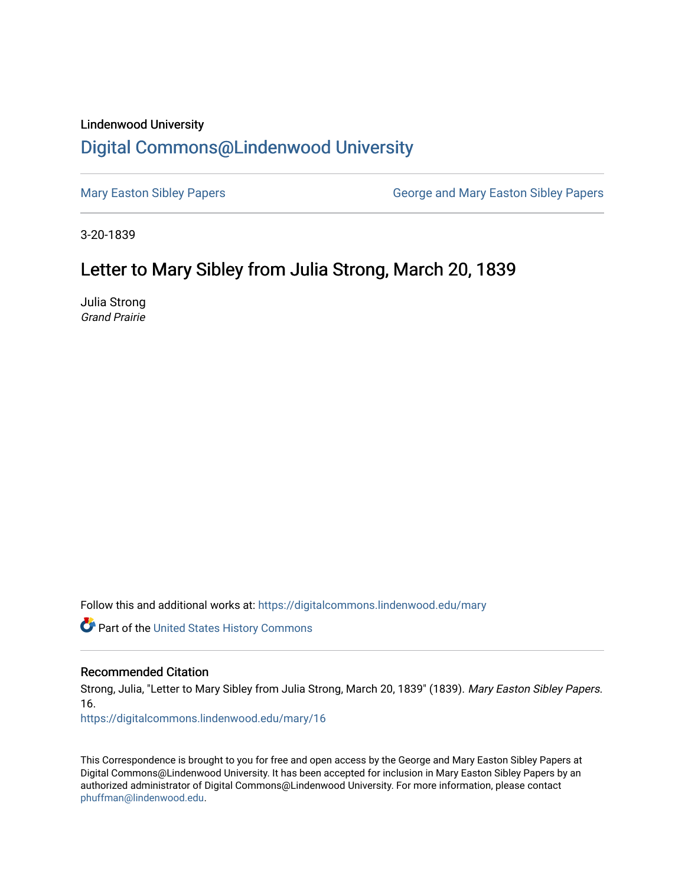Lindenwood University

# Digital Commons@Lindenwood University

Mary Easton Sibley Papers

George and Mary Easton Sibley Papers

3-20-1839

## Letter to Mary Sibley from Julia Strong, March 20, 1839

Julia Strong
*Grand Prairie*

Follow this and additional works at: https://digitalcommons.lindenwood.edu/mary

Part of the United States History Commons

### Recommended Citation

Strong, Julia, "Letter to Mary Sibley from Julia Strong, March 20, 1839" (1839). *Mary Easton Sibley Papers*. 16.
https://digitalcommons.lindenwood.edu/mary/16

This Correspondence is brought to you for free and open access by the George and Mary Easton Sibley Papers at Digital Commons@Lindenwood University. It has been accepted for inclusion in Mary Easton Sibley Papers by an authorized administrator of Digital Commons@Lindenwood University. For more information, please contact phuffman@lindenwood.edu.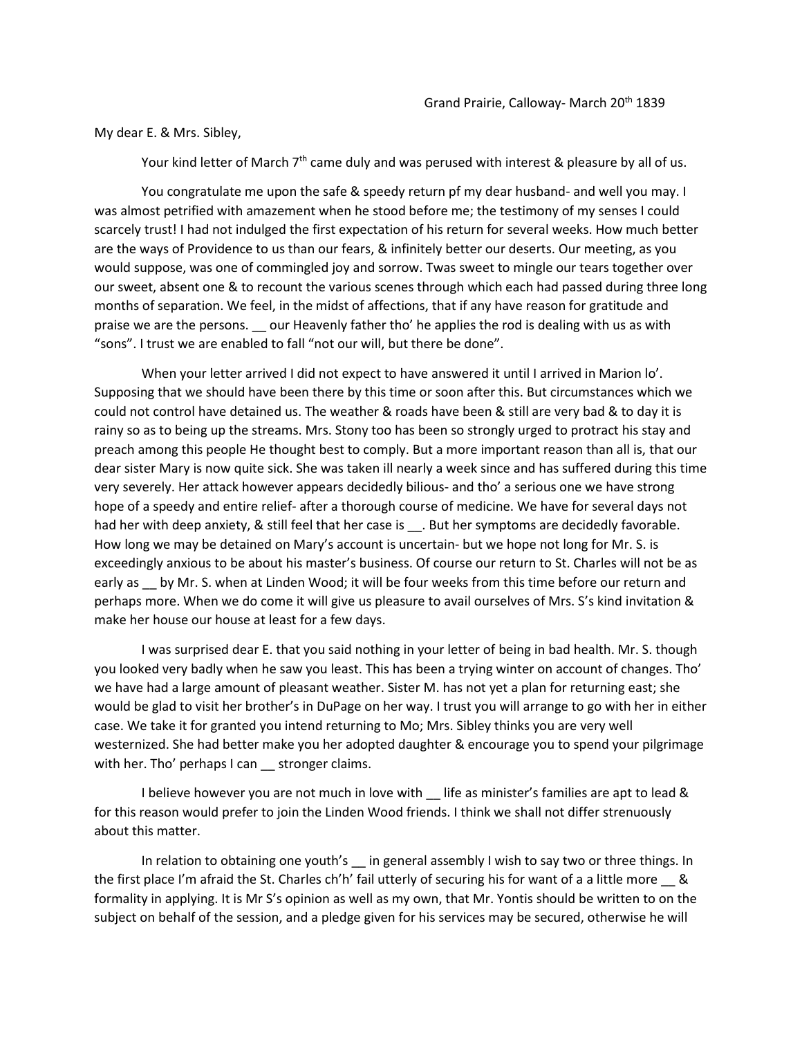Grand Prairie, Calloway- March 20th 1839

My dear E. & Mrs. Sibley,

Your kind letter of March 7th came duly and was perused with interest & pleasure by all of us.

You congratulate me upon the safe & speedy return pf my dear husband- and well you may. I was almost petrified with amazement when he stood before me; the testimony of my senses I could scarcely trust! I had not indulged the first expectation of his return for several weeks. How much better are the ways of Providence to us than our fears, & infinitely better our deserts. Our meeting, as you would suppose, was one of commingled joy and sorrow. Twas sweet to mingle our tears together over our sweet, absent one & to recount the various scenes through which each had passed during three long months of separation. We feel, in the midst of affections, that if any have reason for gratitude and praise we are the persons. __ our Heavenly father tho' he applies the rod is dealing with us as with "sons". I trust we are enabled to fall "not our will, but there be done".

When your letter arrived I did not expect to have answered it until I arrived in Marion lo'. Supposing that we should have been there by this time or soon after this. But circumstances which we could not control have detained us. The weather & roads have been & still are very bad & to day it is rainy so as to being up the streams. Mrs. Stony too has been so strongly urged to protract his stay and preach among this people He thought best to comply. But a more important reason than all is, that our dear sister Mary is now quite sick. She was taken ill nearly a week since and has suffered during this time very severely. Her attack however appears decidedly bilious- and tho' a serious one we have strong hope of a speedy and entire relief- after a thorough course of medicine. We have for several days not had her with deep anxiety, & still feel that her case is __. But her symptoms are decidedly favorable. How long we may be detained on Mary's account is uncertain- but we hope not long for Mr. S. is exceedingly anxious to be about his master's business. Of course our return to St. Charles will not be as early as __ by Mr. S. when at Linden Wood; it will be four weeks from this time before our return and perhaps more. When we do come it will give us pleasure to avail ourselves of Mrs. S's kind invitation & make her house our house at least for a few days.

I was surprised dear E. that you said nothing in your letter of being in bad health. Mr. S. though you looked very badly when he saw you least. This has been a trying winter on account of changes. Tho' we have had a large amount of pleasant weather. Sister M. has not yet a plan for returning east; she would be glad to visit her brother's in DuPage on her way. I trust you will arrange to go with her in either case. We take it for granted you intend returning to Mo; Mrs. Sibley thinks you are very well westernized. She had better make you her adopted daughter & encourage you to spend your pilgrimage with her. Tho' perhaps I can __ stronger claims.

I believe however you are not much in love with __ life as minister's families are apt to lead & for this reason would prefer to join the Linden Wood friends. I think we shall not differ strenuously about this matter.

In relation to obtaining one youth's __ in general assembly I wish to say two or three things. In the first place I'm afraid the St. Charles ch'h' fail utterly of securing his for want of a a little more __ & formality in applying. It is Mr S's opinion as well as my own, that Mr. Yontis should be written to on the subject on behalf of the session, and a pledge given for his services may be secured, otherwise he will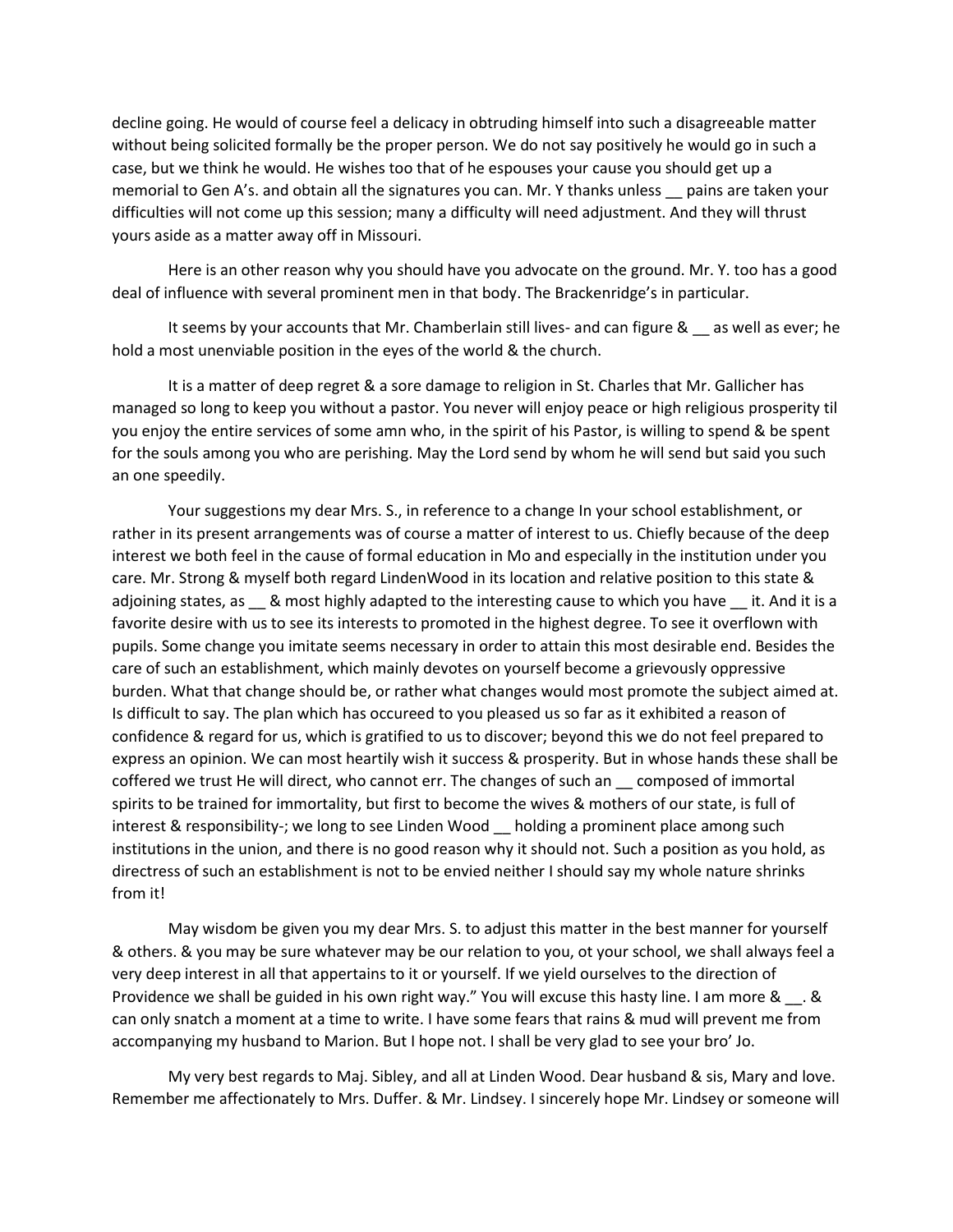decline going. He would of course feel a delicacy in obtruding himself into such a disagreeable matter without being solicited formally be the proper person. We do not say positively he would go in such a case, but we think he would. He wishes too that of he espouses your cause you should get up a memorial to Gen A's. and obtain all the signatures you can. Mr. Y thanks unless __ pains are taken your difficulties will not come up this session; many a difficulty will need adjustment. And they will thrust yours aside as a matter away off in Missouri.

Here is an other reason why you should have you advocate on the ground. Mr. Y. too has a good deal of influence with several prominent men in that body. The Brackenridge's in particular.

It seems by your accounts that Mr. Chamberlain still lives- and can figure & __ as well as ever; he hold a most unenviable position in the eyes of the world & the church.

It is a matter of deep regret & a sore damage to religion in St. Charles that Mr. Gallicher has managed so long to keep you without a pastor. You never will enjoy peace or high religious prosperity til you enjoy the entire services of some amn who, in the spirit of his Pastor, is willing to spend & be spent for the souls among you who are perishing. May the Lord send by whom he will send but said you such an one speedily.

Your suggestions my dear Mrs. S., in reference to a change In your school establishment, or rather in its present arrangements was of course a matter of interest to us. Chiefly because of the deep interest we both feel in the cause of formal education in Mo and especially in the institution under you care. Mr. Strong & myself both regard LindenWood in its location and relative position to this state & adjoining states, as __ & most highly adapted to the interesting cause to which you have __ it. And it is a favorite desire with us to see its interests to promoted in the highest degree. To see it overflown with pupils. Some change you imitate seems necessary in order to attain this most desirable end. Besides the care of such an establishment, which mainly devotes on yourself become a grievously oppressive burden. What that change should be, or rather what changes would most promote the subject aimed at. Is difficult to say. The plan which has occureed to you pleased us so far as it exhibited a reason of confidence & regard for us, which is gratified to us to discover; beyond this we do not feel prepared to express an opinion. We can most heartily wish it success & prosperity. But in whose hands these shall be coffered we trust He will direct, who cannot err. The changes of such an __ composed of immortal spirits to be trained for immortality, but first to become the wives & mothers of our state, is full of interest & responsibility-; we long to see Linden Wood __ holding a prominent place among such institutions in the union, and there is no good reason why it should not. Such a position as you hold, as directress of such an establishment is not to be envied neither I should say my whole nature shrinks from it!

May wisdom be given you my dear Mrs. S. to adjust this matter in the best manner for yourself & others. & you may be sure whatever may be our relation to you, ot your school, we shall always feel a very deep interest in all that appertains to it or yourself. If we yield ourselves to the direction of Providence we shall be guided in his own right way." You will excuse this hasty line. I am more & __. & can only snatch a moment at a time to write. I have some fears that rains & mud will prevent me from accompanying my husband to Marion. But I hope not. I shall be very glad to see your bro' Jo.

My very best regards to Maj. Sibley, and all at Linden Wood. Dear husband & sis, Mary and love. Remember me affectionately to Mrs. Duffer. & Mr. Lindsey. I sincerely hope Mr. Lindsey or someone will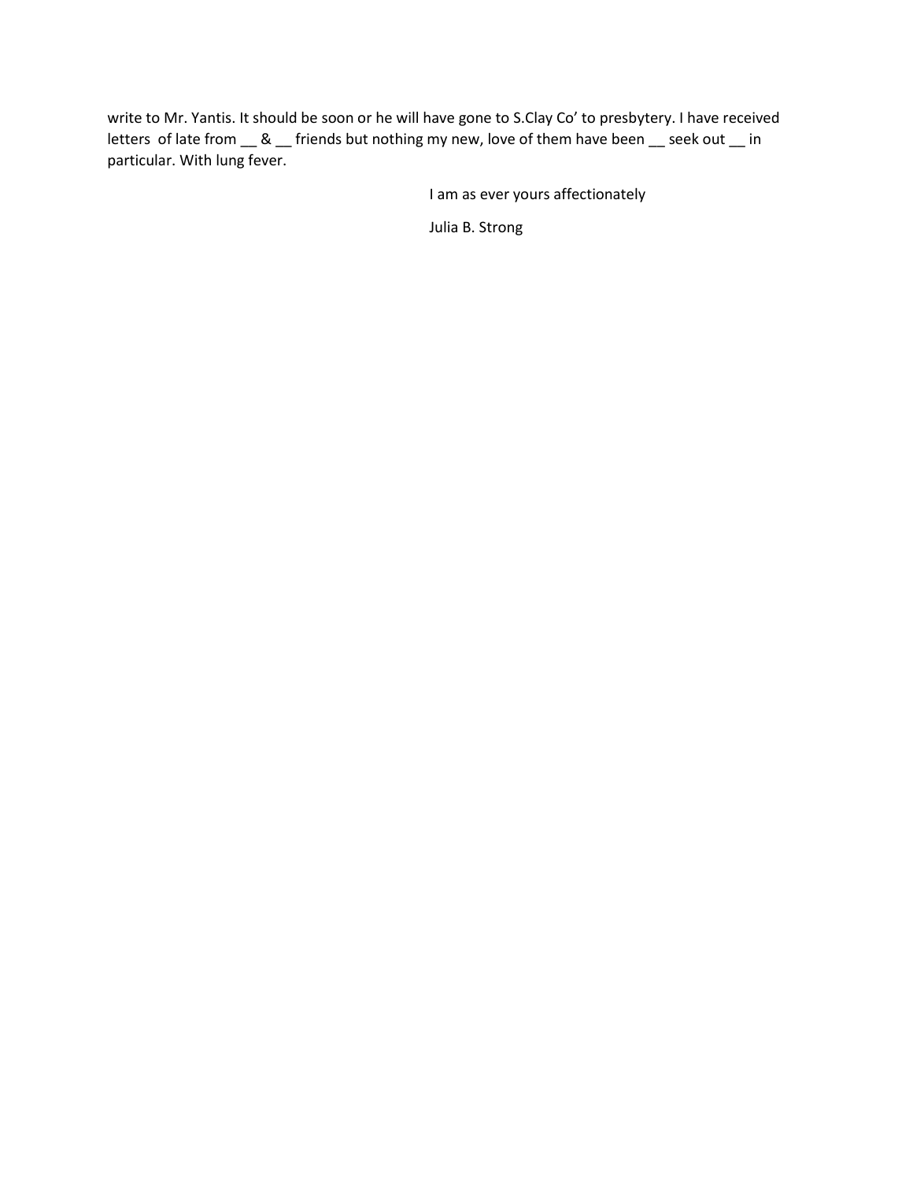write to Mr. Yantis. It should be soon or he will have gone to S.Clay Co' to presbytery. I have received letters of late from __ & __ friends but nothing my new, love of them have been __ seek out __ in particular. With lung fever.

I am as ever yours affectionately

Julia B. Strong